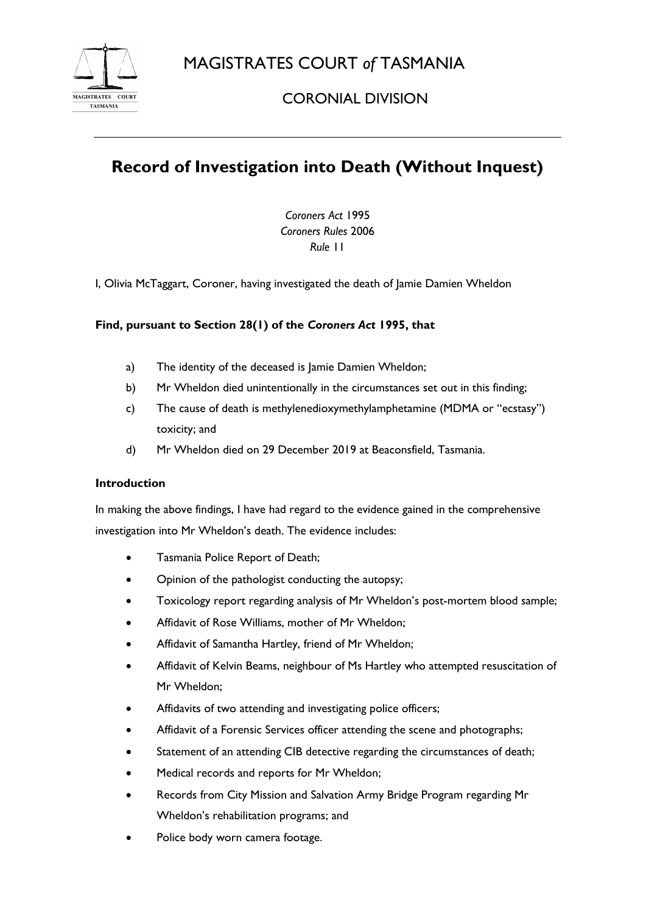# MAGISTRATES COURT *of* TASMANIA

## CORONIAL DIVISION

---

# Record of Investigation into Death (Without Inquest)

*Coroners Act* 1995
*Coroners Rules* 2006
*Rule* 11

I, Olivia McTaggart, Coroner, having investigated the death of Jamie Damien Wheldon

**Find, pursuant to Section 28(1) of the *Coroners Act* 1995, that**

a) The identity of the deceased is Jamie Damien Wheldon;

b) Mr Wheldon died unintentionally in the circumstances set out in this finding;

c) The cause of death is methylenedioxymethylamphetamine (MDMA or "ecstasy") toxicity; and

d) Mr Wheldon died on 29 December 2019 at Beaconsfield, Tasmania.

**Introduction**

In making the above findings, I have had regard to the evidence gained in the comprehensive investigation into Mr Wheldon's death. The evidence includes:

- Tasmania Police Report of Death;
- Opinion of the pathologist conducting the autopsy;
- Toxicology report regarding analysis of Mr Wheldon's post-mortem blood sample;
- Affidavit of Rose Williams, mother of Mr Wheldon;
- Affidavit of Samantha Hartley, friend of Mr Wheldon;
- Affidavit of Kelvin Beams, neighbour of Ms Hartley who attempted resuscitation of Mr Wheldon;
- Affidavits of two attending and investigating police officers;
- Affidavit of a Forensic Services officer attending the scene and photographs;
- Statement of an attending CIB detective regarding the circumstances of death;
- Medical records and reports for Mr Wheldon;
- Records from City Mission and Salvation Army Bridge Program regarding Mr Wheldon's rehabilitation programs; and
- Police body worn camera footage.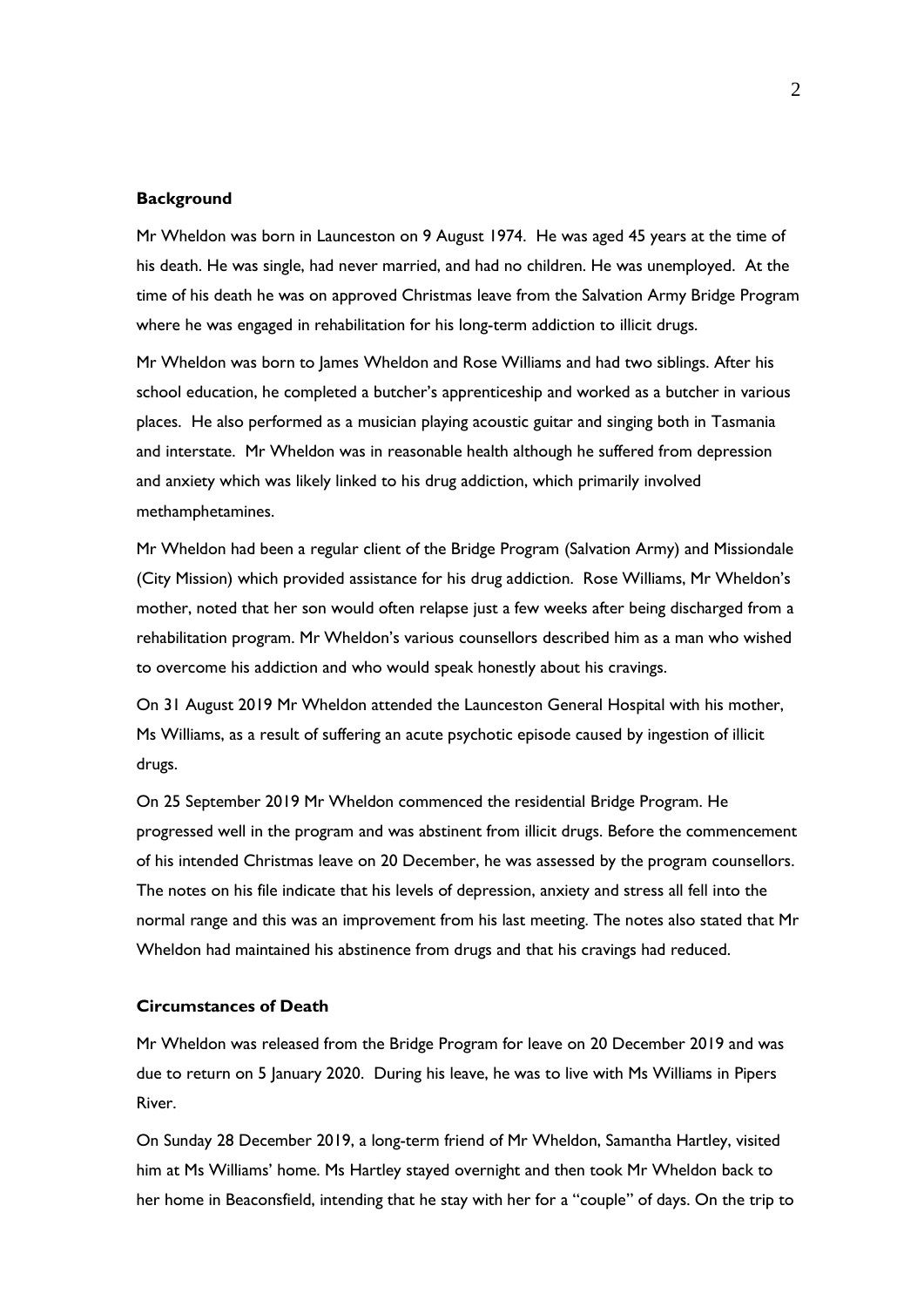**Background**

Mr Wheldon was born in Launceston on 9 August 1974. He was aged 45 years at the time of his death. He was single, had never married, and had no children. He was unemployed. At the time of his death he was on approved Christmas leave from the Salvation Army Bridge Program where he was engaged in rehabilitation for his long-term addiction to illicit drugs.

Mr Wheldon was born to James Wheldon and Rose Williams and had two siblings. After his school education, he completed a butcher's apprenticeship and worked as a butcher in various places. He also performed as a musician playing acoustic guitar and singing both in Tasmania and interstate. Mr Wheldon was in reasonable health although he suffered from depression and anxiety which was likely linked to his drug addiction, which primarily involved methamphetamines.

Mr Wheldon had been a regular client of the Bridge Program (Salvation Army) and Missiondale (City Mission) which provided assistance for his drug addiction. Rose Williams, Mr Wheldon's mother, noted that her son would often relapse just a few weeks after being discharged from a rehabilitation program. Mr Wheldon's various counsellors described him as a man who wished to overcome his addiction and who would speak honestly about his cravings.

On 31 August 2019 Mr Wheldon attended the Launceston General Hospital with his mother, Ms Williams, as a result of suffering an acute psychotic episode caused by ingestion of illicit drugs.

On 25 September 2019 Mr Wheldon commenced the residential Bridge Program. He progressed well in the program and was abstinent from illicit drugs. Before the commencement of his intended Christmas leave on 20 December, he was assessed by the program counsellors. The notes on his file indicate that his levels of depression, anxiety and stress all fell into the normal range and this was an improvement from his last meeting. The notes also stated that Mr Wheldon had maintained his abstinence from drugs and that his cravings had reduced.

**Circumstances of Death**

Mr Wheldon was released from the Bridge Program for leave on 20 December 2019 and was due to return on 5 January 2020. During his leave, he was to live with Ms Williams in Pipers River.

On Sunday 28 December 2019, a long-term friend of Mr Wheldon, Samantha Hartley, visited him at Ms Williams' home. Ms Hartley stayed overnight and then took Mr Wheldon back to her home in Beaconsfield, intending that he stay with her for a "couple" of days. On the trip to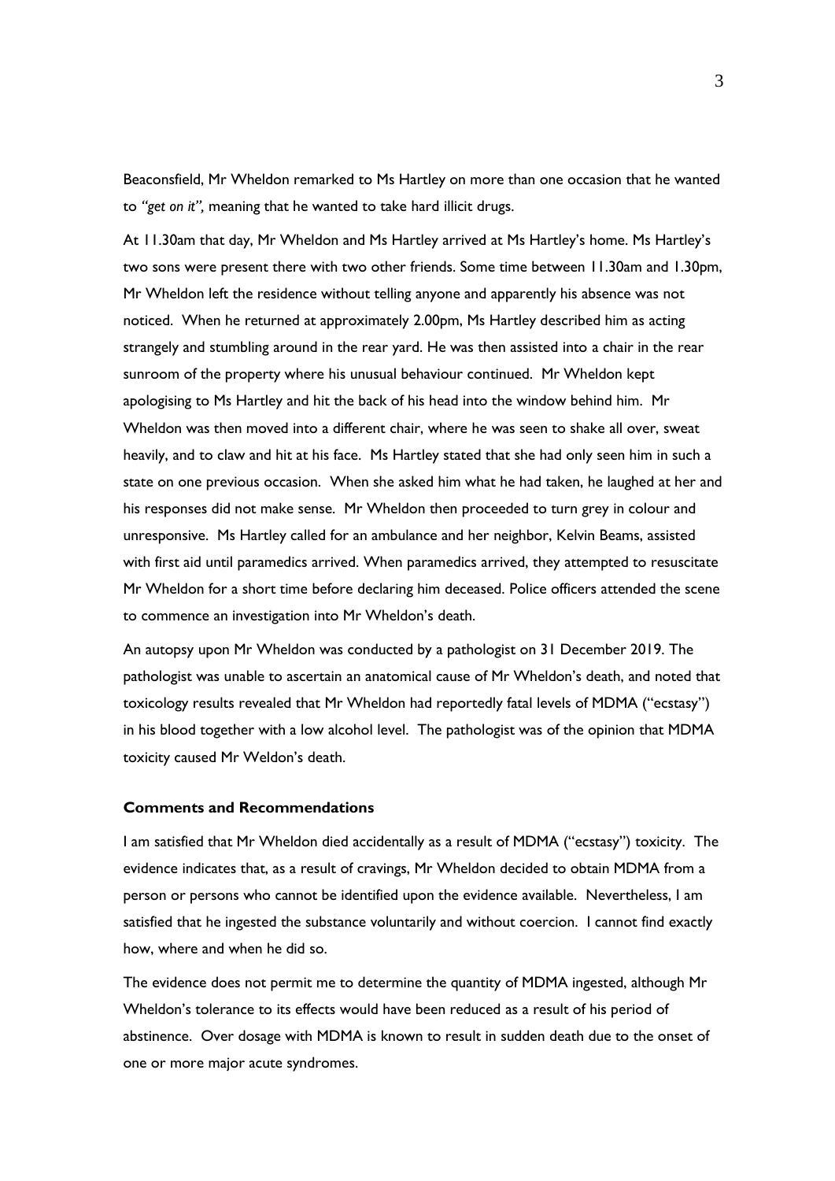Beaconsfield, Mr Wheldon remarked to Ms Hartley on more than one occasion that he wanted to *"get on it",* meaning that he wanted to take hard illicit drugs.

At 11.30am that day, Mr Wheldon and Ms Hartley arrived at Ms Hartley's home. Ms Hartley's two sons were present there with two other friends. Some time between 11.30am and 1.30pm, Mr Wheldon left the residence without telling anyone and apparently his absence was not noticed. When he returned at approximately 2.00pm, Ms Hartley described him as acting strangely and stumbling around in the rear yard. He was then assisted into a chair in the rear sunroom of the property where his unusual behaviour continued. Mr Wheldon kept apologising to Ms Hartley and hit the back of his head into the window behind him. Mr Wheldon was then moved into a different chair, where he was seen to shake all over, sweat heavily, and to claw and hit at his face. Ms Hartley stated that she had only seen him in such a state on one previous occasion. When she asked him what he had taken, he laughed at her and his responses did not make sense. Mr Wheldon then proceeded to turn grey in colour and unresponsive. Ms Hartley called for an ambulance and her neighbor, Kelvin Beams, assisted with first aid until paramedics arrived. When paramedics arrived, they attempted to resuscitate Mr Wheldon for a short time before declaring him deceased. Police officers attended the scene to commence an investigation into Mr Wheldon's death.

An autopsy upon Mr Wheldon was conducted by a pathologist on 31 December 2019. The pathologist was unable to ascertain an anatomical cause of Mr Wheldon's death, and noted that toxicology results revealed that Mr Wheldon had reportedly fatal levels of MDMA ("ecstasy") in his blood together with a low alcohol level. The pathologist was of the opinion that MDMA toxicity caused Mr Weldon's death.

**Comments and Recommendations**

I am satisfied that Mr Wheldon died accidentally as a result of MDMA ("ecstasy") toxicity. The evidence indicates that, as a result of cravings, Mr Wheldon decided to obtain MDMA from a person or persons who cannot be identified upon the evidence available. Nevertheless, I am satisfied that he ingested the substance voluntarily and without coercion. I cannot find exactly how, where and when he did so.

The evidence does not permit me to determine the quantity of MDMA ingested, although Mr Wheldon's tolerance to its effects would have been reduced as a result of his period of abstinence. Over dosage with MDMA is known to result in sudden death due to the onset of one or more major acute syndromes.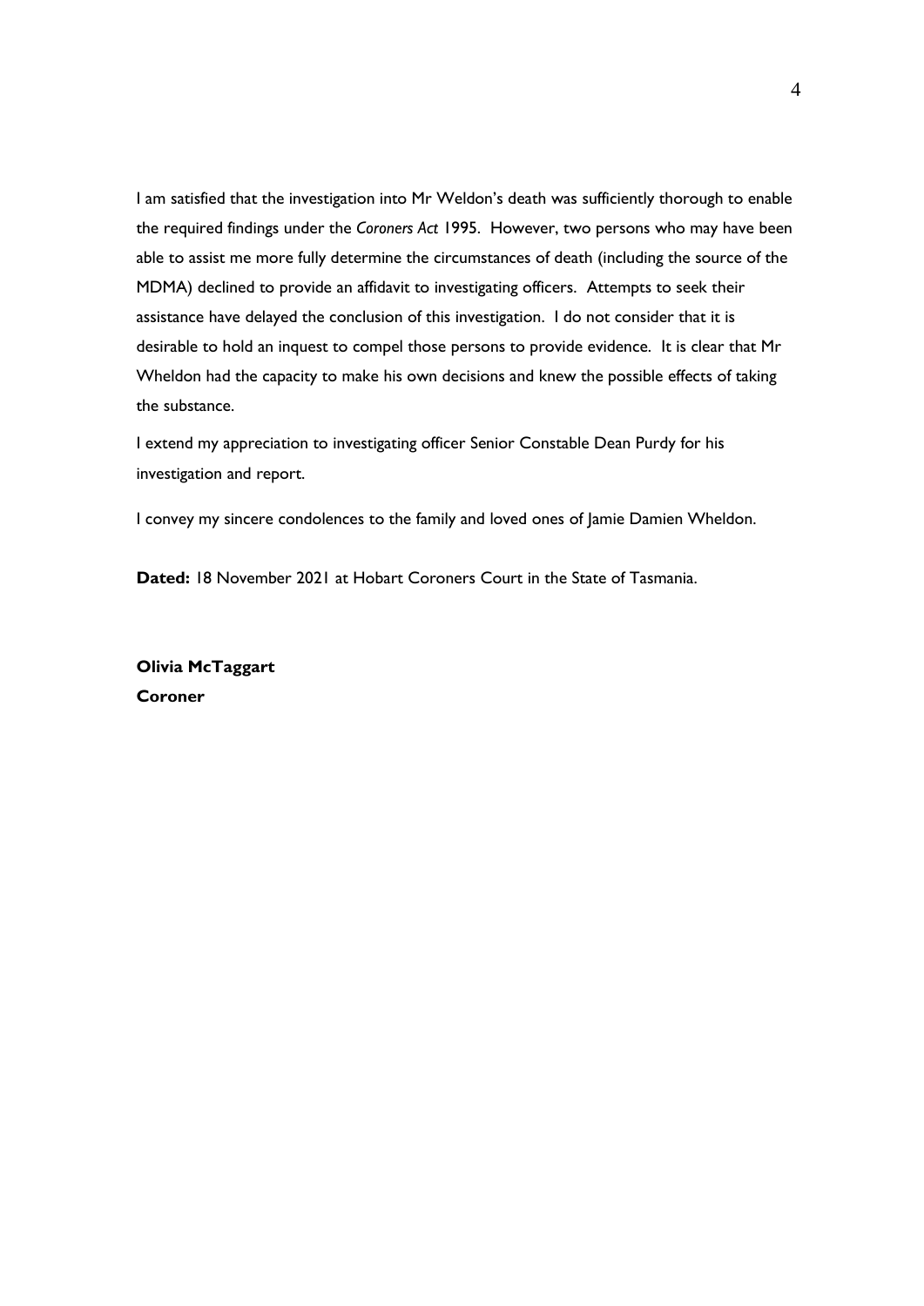I am satisfied that the investigation into Mr Weldon's death was sufficiently thorough to enable the required findings under the *Coroners Act* 1995. However, two persons who may have been able to assist me more fully determine the circumstances of death (including the source of the MDMA) declined to provide an affidavit to investigating officers. Attempts to seek their assistance have delayed the conclusion of this investigation. I do not consider that it is desirable to hold an inquest to compel those persons to provide evidence. It is clear that Mr Wheldon had the capacity to make his own decisions and knew the possible effects of taking the substance.

I extend my appreciation to investigating officer Senior Constable Dean Purdy for his investigation and report.

I convey my sincere condolences to the family and loved ones of Jamie Damien Wheldon.

**Dated:** 18 November 2021 at Hobart Coroners Court in the State of Tasmania.

**Olivia McTaggart**
**Coroner**